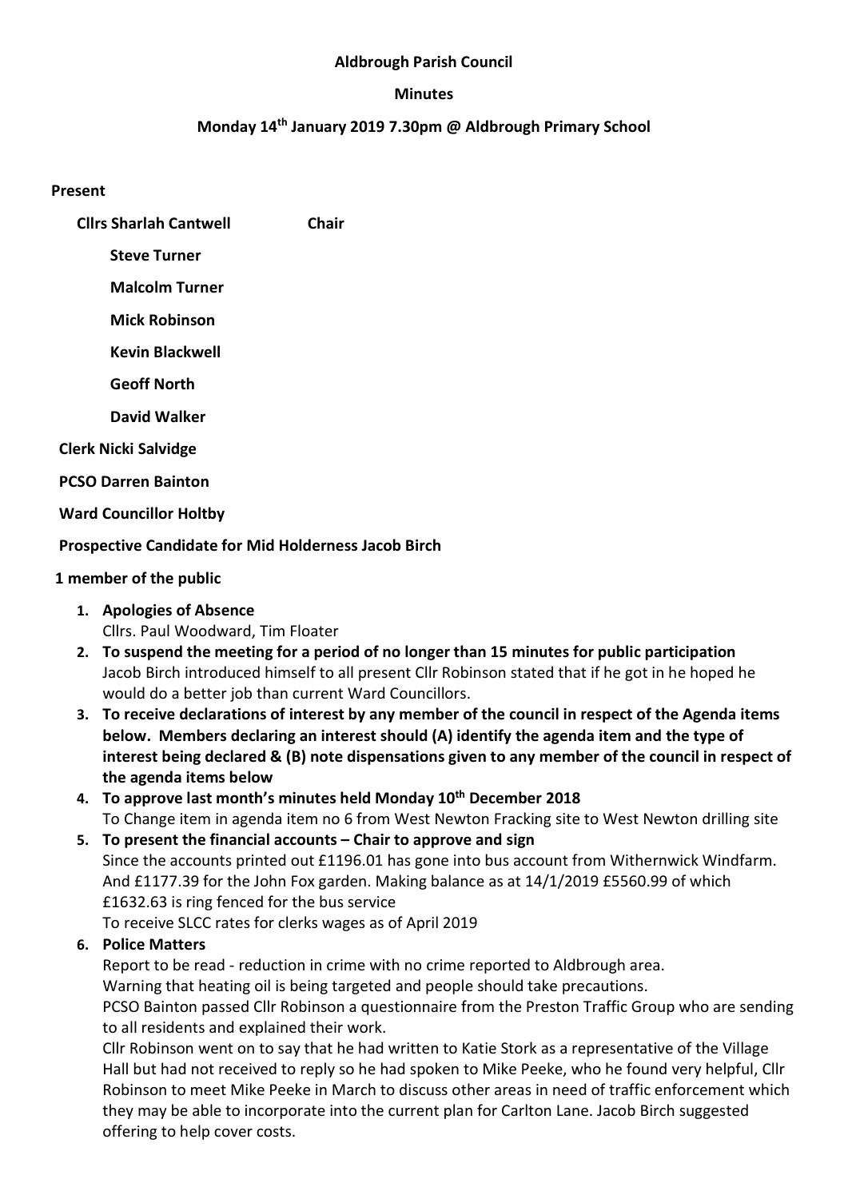**Aldbrough Parish Council**

**Minutes**

**Monday 14th January 2019 7.30pm @ Aldbrough Primary School**

**Present**

**Cllrs Sharlah Cantwell** **Chair**

**Steve Turner**

**Malcolm Turner**

**Mick Robinson**

**Kevin Blackwell**

**Geoff North**

**David Walker**

**Clerk Nicki Salvidge**

**PCSO Darren Bainton**

**Ward Councillor Holtby**

**Prospective Candidate for Mid Holderness Jacob Birch**

**1 member of the public**

1. **Apologies of Absence**
   Cllrs. Paul Woodward, Tim Floater
2. **To suspend the meeting for a period of no longer than 15 minutes for public participation**
   Jacob Birch introduced himself to all present Cllr Robinson stated that if he got in he hoped he would do a better job than current Ward Councillors.
3. **To receive declarations of interest by any member of the council in respect of the Agenda items below. Members declaring an interest should (A) identify the agenda item and the type of interest being declared & (B) note dispensations given to any member of the council in respect of the agenda items below**
4. **To approve last month's minutes held Monday 10th December 2018**
   To Change item in agenda item no 6 from West Newton Fracking site to West Newton drilling site
5. **To present the financial accounts – Chair to approve and sign**
   Since the accounts printed out £1196.01 has gone into bus account from Withernwick Windfarm. And £1177.39 for the John Fox garden. Making balance as at 14/1/2019 £5560.99 of which £1632.63 is ring fenced for the bus service
   To receive SLCC rates for clerks wages as of April 2019
6. **Police Matters**
   Report to be read - reduction in crime with no crime reported to Aldbrough area.
   Warning that heating oil is being targeted and people should take precautions.
   PCSO Bainton passed Cllr Robinson a questionnaire from the Preston Traffic Group who are sending to all residents and explained their work.
   Cllr Robinson went on to say that he had written to Katie Stork as a representative of the Village Hall but had not received to reply so he had spoken to Mike Peeke, who he found very helpful, Cllr Robinson to meet Mike Peeke in March to discuss other areas in need of traffic enforcement which they may be able to incorporate into the current plan for Carlton Lane. Jacob Birch suggested offering to help cover costs.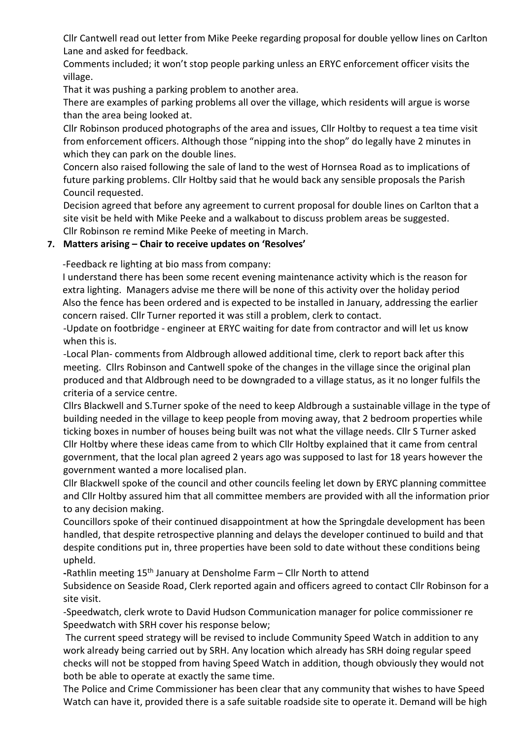Cllr Cantwell read out letter from Mike Peeke regarding proposal for double yellow lines on Carlton Lane and asked for feedback.

Comments included; it won't stop people parking unless an ERYC enforcement officer visits the village.

That it was pushing a parking problem to another area.

There are examples of parking problems all over the village, which residents will argue is worse than the area being looked at.

Cllr Robinson produced photographs of the area and issues, Cllr Holtby to request a tea time visit from enforcement officers. Although those "nipping into the shop" do legally have 2 minutes in which they can park on the double lines.

Concern also raised following the sale of land to the west of Hornsea Road as to implications of future parking problems. Cllr Holtby said that he would back any sensible proposals the Parish Council requested.

Decision agreed that before any agreement to current proposal for double lines on Carlton that a site visit be held with Mike Peeke and a walkabout to discuss problem areas be suggested.

Cllr Robinson re remind Mike Peeke of meeting in March.

**7. Matters arising – Chair to receive updates on 'Resolves'**

-Feedback re lighting at bio mass from company:

I understand there has been some recent evening maintenance activity which is the reason for extra lighting. Managers advise me there will be none of this activity over the holiday period Also the fence has been ordered and is expected to be installed in January, addressing the earlier concern raised. Cllr Turner reported it was still a problem, clerk to contact.

-Update on footbridge - engineer at ERYC waiting for date from contractor and will let us know when this is.

-Local Plan- comments from Aldbrough allowed additional time, clerk to report back after this meeting. Cllrs Robinson and Cantwell spoke of the changes in the village since the original plan produced and that Aldbrough need to be downgraded to a village status, as it no longer fulfils the criteria of a service centre.

Cllrs Blackwell and S.Turner spoke of the need to keep Aldbrough a sustainable village in the type of building needed in the village to keep people from moving away, that 2 bedroom properties while ticking boxes in number of houses being built was not what the village needs. Cllr S Turner asked Cllr Holtby where these ideas came from to which Cllr Holtby explained that it came from central government, that the local plan agreed 2 years ago was supposed to last for 18 years however the government wanted a more localised plan.

Cllr Blackwell spoke of the council and other councils feeling let down by ERYC planning committee and Cllr Holtby assured him that all committee members are provided with all the information prior to any decision making.

Councillors spoke of their continued disappointment at how the Springdale development has been handled, that despite retrospective planning and delays the developer continued to build and that despite conditions put in, three properties have been sold to date without these conditions being upheld.

**-**Rathlin meeting 15th January at Densholme Farm – Cllr North to attend

Subsidence on Seaside Road, Clerk reported again and officers agreed to contact Cllr Robinson for a site visit.

-Speedwatch, clerk wrote to David Hudson Communication manager for police commissioner re Speedwatch with SRH cover his response below;

The current speed strategy will be revised to include Community Speed Watch in addition to any work already being carried out by SRH. Any location which already has SRH doing regular speed checks will not be stopped from having Speed Watch in addition, though obviously they would not both be able to operate at exactly the same time.

The Police and Crime Commissioner has been clear that any community that wishes to have Speed Watch can have it, provided there is a safe suitable roadside site to operate it. Demand will be high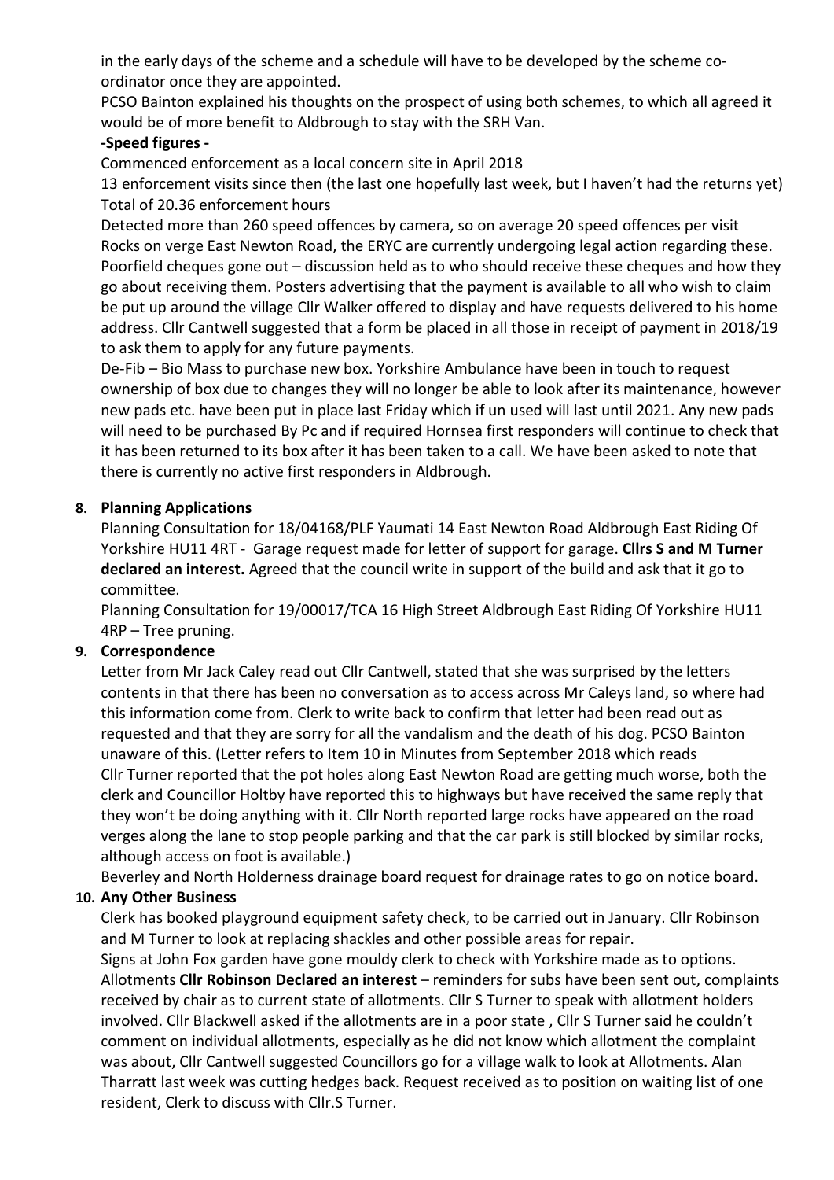in the early days of the scheme and a schedule will have to be developed by the scheme co-ordinator once they are appointed.

PCSO Bainton explained his thoughts on the prospect of using both schemes, to which all agreed it would be of more benefit to Aldbrough to stay with the SRH Van.

**-Speed figures -**

Commenced enforcement as a local concern site in April 2018

13 enforcement visits since then (the last one hopefully last week, but I haven't had the returns yet)

Total of 20.36 enforcement hours

Detected more than 260 speed offences by camera, so on average 20 speed offences per visit

Rocks on verge East Newton Road, the ERYC are currently undergoing legal action regarding these.

Poorfield cheques gone out – discussion held as to who should receive these cheques and how they go about receiving them. Posters advertising that the payment is available to all who wish to claim be put up around the village Cllr Walker offered to display and have requests delivered to his home address. Cllr Cantwell suggested that a form be placed in all those in receipt of payment in 2018/19 to ask them to apply for any future payments.

De-Fib – Bio Mass to purchase new box. Yorkshire Ambulance have been in touch to request ownership of box due to changes they will no longer be able to look after its maintenance, however new pads etc. have been put in place last Friday which if un used will last until 2021. Any new pads will need to be purchased By Pc and if required Hornsea first responders will continue to check that it has been returned to its box after it has been taken to a call. We have been asked to note that there is currently no active first responders in Aldbrough.

**8. Planning Applications**

Planning Consultation for 18/04168/PLF Yaumati 14 East Newton Road Aldbrough East Riding Of Yorkshire HU11 4RT - Garage request made for letter of support for garage. **Cllrs S and M Turner declared an interest.** Agreed that the council write in support of the build and ask that it go to committee.

Planning Consultation for 19/00017/TCA 16 High Street Aldbrough East Riding Of Yorkshire HU11 4RP – Tree pruning.

**9. Correspondence**

Letter from Mr Jack Caley read out Cllr Cantwell, stated that she was surprised by the letters contents in that there has been no conversation as to access across Mr Caleys land, so where had this information come from. Clerk to write back to confirm that letter had been read out as requested and that they are sorry for all the vandalism and the death of his dog. PCSO Bainton unaware of this. (Letter refers to Item 10 in Minutes from September 2018 which reads Cllr Turner reported that the pot holes along East Newton Road are getting much worse, both the clerk and Councillor Holtby have reported this to highways but have received the same reply that they won't be doing anything with it. Cllr North reported large rocks have appeared on the road verges along the lane to stop people parking and that the car park is still blocked by similar rocks, although access on foot is available.)

Beverley and North Holderness drainage board request for drainage rates to go on notice board.

**10. Any Other Business**

Clerk has booked playground equipment safety check, to be carried out in January. Cllr Robinson and M Turner to look at replacing shackles and other possible areas for repair.

Signs at John Fox garden have gone mouldy clerk to check with Yorkshire made as to options.

Allotments **Cllr Robinson Declared an interest** – reminders for subs have been sent out, complaints received by chair as to current state of allotments. Cllr S Turner to speak with allotment holders involved. Cllr Blackwell asked if the allotments are in a poor state , Cllr S Turner said he couldn't comment on individual allotments, especially as he did not know which allotment the complaint was about, Cllr Cantwell suggested Councillors go for a village walk to look at Allotments. Alan Tharratt last week was cutting hedges back. Request received as to position on waiting list of one resident, Clerk to discuss with Cllr.S Turner.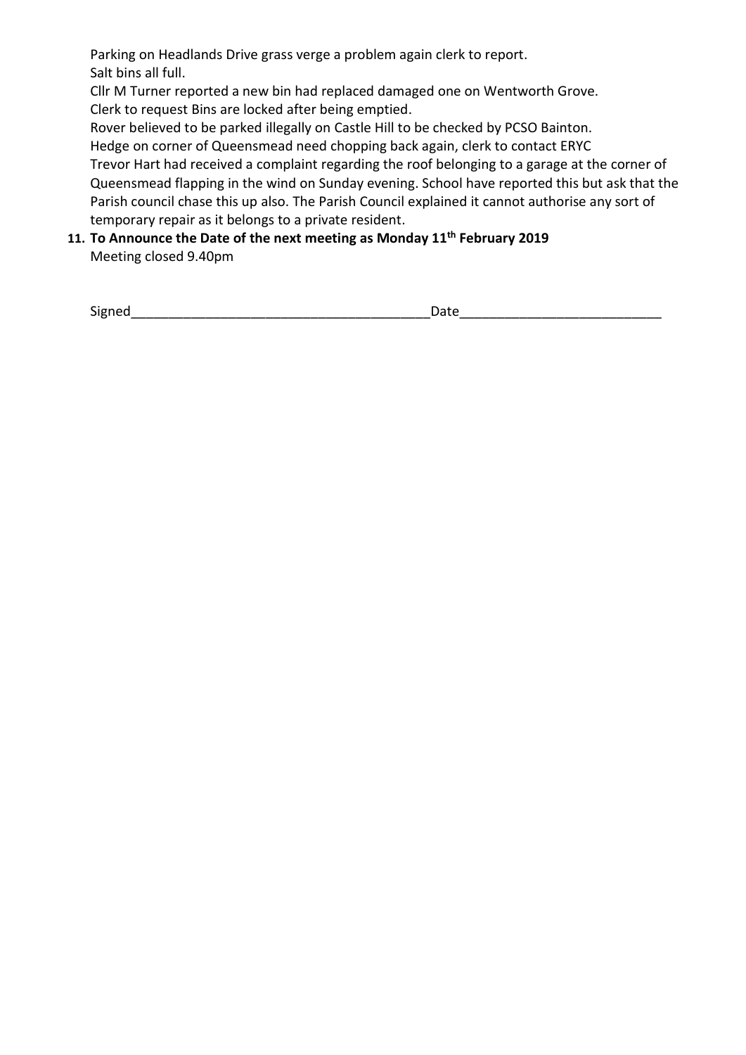Parking on Headlands Drive grass verge a problem again clerk to report.
Salt bins all full.
Cllr M Turner reported a new bin had replaced damaged one on Wentworth Grove.
Clerk to request Bins are locked after being emptied.
Rover believed to be parked illegally on Castle Hill to be checked by PCSO Bainton.
Hedge on corner of Queensmead need chopping back again, clerk to contact ERYC
Trevor Hart had received a complaint regarding the roof belonging to a garage at the corner of Queensmead flapping in the wind on Sunday evening. School have reported this but ask that the Parish council chase this up also. The Parish Council explained it cannot authorise any sort of temporary repair as it belongs to a private resident.

**11. To Announce the Date of the next meeting as Monday 11th February 2019**

Meeting closed 9.40pm

Signed_______________________________________Date__________________________